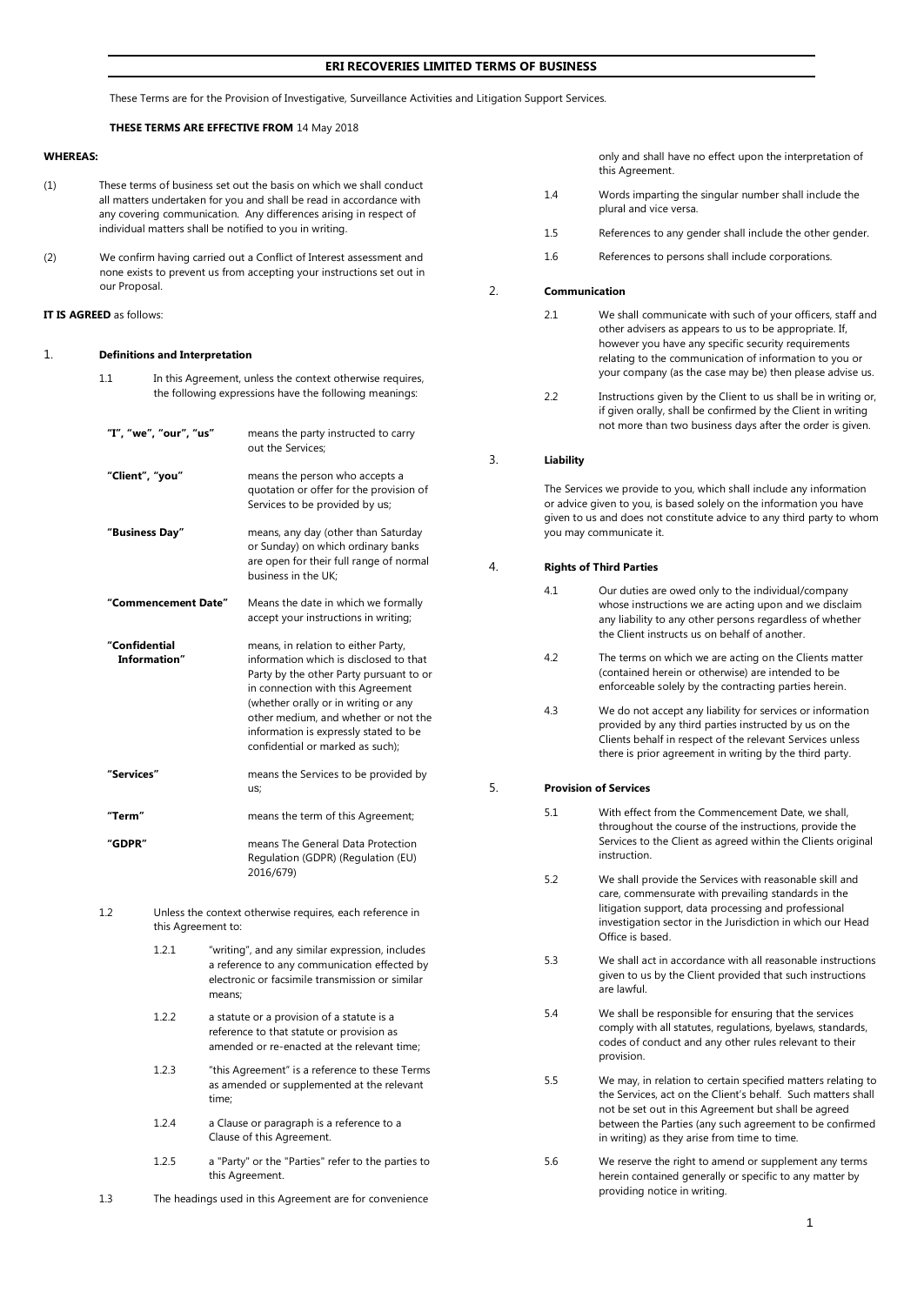# ERI RECOVERIES LIMITED TERMS OF BUSINESS

These Terms are for the Provision of Investigative, Surveillance Activities and Litigation Support Services.

**THESE TERMS ARE EFFECTIVE FROM** 14 May 2018

**WHEREAS:**

(1) These terms of business set out the basis on which we shall conduct all matters undertaken for you and shall be read in accordance with any covering communication. Any differences arising in respect of individual matters shall be notified to you in writing.

(2) We confirm having carried out a Conflict of Interest assessment and none exists to prevent us from accepting your instructions set out in our Proposal.

**IT IS AGREED** as follows:

## 1. Definitions and Interpretation

1.1 In this Agreement, unless the context otherwise requires, the following expressions have the following meanings:

| Term | Meaning |
| --- | --- |
| **"I", "we", "our", "us"** | means the party instructed to carry out the Services; |
| **"Client", "you"** | means the person who accepts a quotation or offer for the provision of Services to be provided by us; |
| **"Business Day"** | means, any day (other than Saturday or Sunday) on which ordinary banks are open for their full range of normal business in the UK; |
| **"Commencement Date"** | Means the date in which we formally accept your instructions in writing; |
| **"Confidential Information"** | means, in relation to either Party, information which is disclosed to that Party by the other Party pursuant to or in connection with this Agreement (whether orally or in writing or any other medium, and whether or not the information is expressly stated to be confidential or marked as such); |
| **"Services"** | means the Services to be provided by us; |
| **"Term"** | means the term of this Agreement; |
| **"GDPR"** | means The General Data Protection Regulation (GDPR) (Regulation (EU) 2016/679) |

1.2 Unless the context otherwise requires, each reference in this Agreement to:

1.2.1 "writing", and any similar expression, includes a reference to any communication effected by electronic or facsimile transmission or similar means;

1.2.2 a statute or a provision of a statute is a reference to that statute or provision as amended or re-enacted at the relevant time;

1.2.3 "this Agreement" is a reference to these Terms as amended or supplemented at the relevant time;

1.2.4 a Clause or paragraph is a reference to a Clause of this Agreement.

1.2.5 a "Party" or the "Parties" refer to the parties to this Agreement.

1.3 The headings used in this Agreement are for convenience only and shall have no effect upon the interpretation of this Agreement.

1.4 Words imparting the singular number shall include the plural and vice versa.

1.5 References to any gender shall include the other gender.

1.6 References to persons shall include corporations.

## 2. Communication

2.1 We shall communicate with such of your officers, staff and other advisers as appears to us to be appropriate. If, however you have any specific security requirements relating to the communication of information to you or your company (as the case may be) then please advise us.

2.2 Instructions given by the Client to us shall be in writing or, if given orally, shall be confirmed by the Client in writing not more than two business days after the order is given.

## 3. Liability

The Services we provide to you, which shall include any information or advice given to you, is based solely on the information you have given to us and does not constitute advice to any third party to whom you may communicate it.

## 4. Rights of Third Parties

4.1 Our duties are owed only to the individual/company whose instructions we are acting upon and we disclaim any liability to any other persons regardless of whether the Client instructs us on behalf of another.

4.2 The terms on which we are acting on the Clients matter (contained herein or otherwise) are intended to be enforceable solely by the contracting parties herein.

4.3 We do not accept any liability for services or information provided by any third parties instructed by us on the Clients behalf in respect of the relevant Services unless there is prior agreement in writing by the third party.

## 5. Provision of Services

5.1 With effect from the Commencement Date, we shall, throughout the course of the instructions, provide the Services to the Client as agreed within the Clients original instruction.

5.2 We shall provide the Services with reasonable skill and care, commensurate with prevailing standards in the litigation support, data processing and professional investigation sector in the Jurisdiction in which our Head Office is based.

5.3 We shall act in accordance with all reasonable instructions given to us by the Client provided that such instructions are lawful.

5.4 We shall be responsible for ensuring that the services comply with all statutes, regulations, byelaws, standards, codes of conduct and any other rules relevant to their provision.

5.5 We may, in relation to certain specified matters relating to the Services, act on the Client's behalf. Such matters shall not be set out in this Agreement but shall be agreed between the Parties (any such agreement to be confirmed in writing) as they arise from time to time.

5.6 We reserve the right to amend or supplement any terms herein contained generally or specific to any matter by providing notice in writing.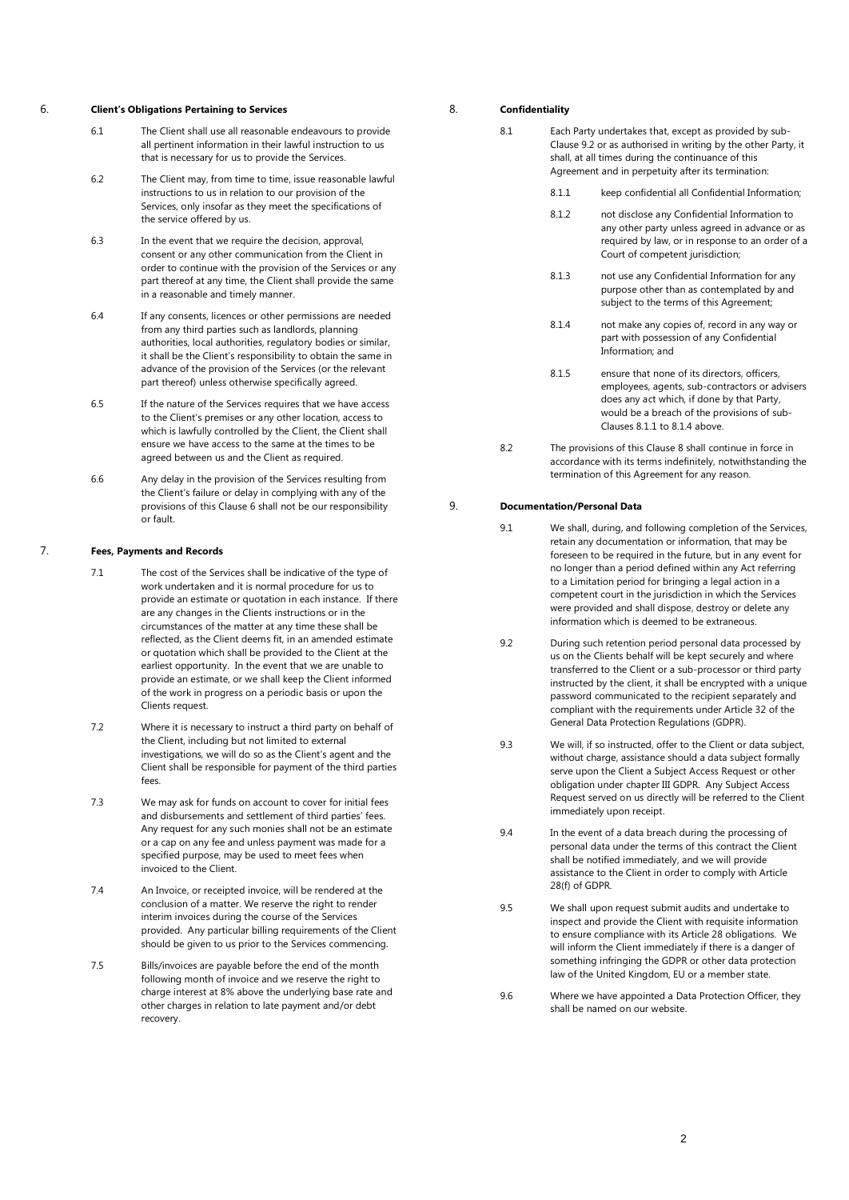## 6. Client's Obligations Pertaining to Services

6.1 The Client shall use all reasonable endeavours to provide all pertinent information in their lawful instruction to us that is necessary for us to provide the Services.

6.2 The Client may, from time to time, issue reasonable lawful instructions to us in relation to our provision of the Services, only insofar as they meet the specifications of the service offered by us.

6.3 In the event that we require the decision, approval, consent or any other communication from the Client in order to continue with the provision of the Services or any part thereof at any time, the Client shall provide the same in a reasonable and timely manner.

6.4 If any consents, licences or other permissions are needed from any third parties such as landlords, planning authorities, local authorities, regulatory bodies or similar, it shall be the Client's responsibility to obtain the same in advance of the provision of the Services (or the relevant part thereof) unless otherwise specifically agreed.

6.5 If the nature of the Services requires that we have access to the Client's premises or any other location, access to which is lawfully controlled by the Client, the Client shall ensure we have access to the same at the times to be agreed between us and the Client as required.

6.6 Any delay in the provision of the Services resulting from the Client's failure or delay in complying with any of the provisions of this Clause 6 shall not be our responsibility or fault.

## 7. Fees, Payments and Records

7.1 The cost of the Services shall be indicative of the type of work undertaken and it is normal procedure for us to provide an estimate or quotation in each instance. If there are any changes in the Clients instructions or in the circumstances of the matter at any time these shall be reflected, as the Client deems fit, in an amended estimate or quotation which shall be provided to the Client at the earliest opportunity. In the event that we are unable to provide an estimate, or we shall keep the Client informed of the work in progress on a periodic basis or upon the Clients request.

7.2 Where it is necessary to instruct a third party on behalf of the Client, including but not limited to external investigations, we will do so as the Client's agent and the Client shall be responsible for payment of the third parties fees.

7.3 We may ask for funds on account to cover for initial fees and disbursements and settlement of third parties' fees. Any request for any such monies shall not be an estimate or a cap on any fee and unless payment was made for a specified purpose, may be used to meet fees when invoiced to the Client.

7.4 An Invoice, or receipted invoice, will be rendered at the conclusion of a matter. We reserve the right to render interim invoices during the course of the Services provided. Any particular billing requirements of the Client should be given to us prior to the Services commencing.

7.5 Bills/invoices are payable before the end of the month following month of invoice and we reserve the right to charge interest at 8% above the underlying base rate and other charges in relation to late payment and/or debt recovery.

## 8. Confidentiality

8.1 Each Party undertakes that, except as provided by sub-Clause 9.2 or as authorised in writing by the other Party, it shall, at all times during the continuance of this Agreement and in perpetuity after its termination:

- 8.1.1 keep confidential all Confidential Information;
- 8.1.2 not disclose any Confidential Information to any other party unless agreed in advance or as required by law, or in response to an order of a Court of competent jurisdiction;
- 8.1.3 not use any Confidential Information for any purpose other than as contemplated by and subject to the terms of this Agreement;
- 8.1.4 not make any copies of, record in any way or part with possession of any Confidential Information; and
- 8.1.5 ensure that none of its directors, officers, employees, agents, sub-contractors or advisers does any act which, if done by that Party, would be a breach of the provisions of sub-Clauses 8.1.1 to 8.1.4 above.

8.2 The provisions of this Clause 8 shall continue in force in accordance with its terms indefinitely, notwithstanding the termination of this Agreement for any reason.

## 9. Documentation/Personal Data

9.1 We shall, during, and following completion of the Services, retain any documentation or information, that may be foreseen to be required in the future, but in any event for no longer than a period defined within any Act referring to a Limitation period for bringing a legal action in a competent court in the jurisdiction in which the Services were provided and shall dispose, destroy or delete any information which is deemed to be extraneous.

9.2 During such retention period personal data processed by us on the Clients behalf will be kept securely and where transferred to the Client or a sub-processor or third party instructed by the client, it shall be encrypted with a unique password communicated to the recipient separately and compliant with the requirements under Article 32 of the General Data Protection Regulations (GDPR).

9.3 We will, if so instructed, offer to the Client or data subject, without charge, assistance should a data subject formally serve upon the Client a Subject Access Request or other obligation under chapter III GDPR. Any Subject Access Request served on us directly will be referred to the Client immediately upon receipt.

9.4 In the event of a data breach during the processing of personal data under the terms of this contract the Client shall be notified immediately, and we will provide assistance to the Client in order to comply with Article 28(f) of GDPR.

9.5 We shall upon request submit audits and undertake to inspect and provide the Client with requisite information to ensure compliance with its Article 28 obligations. We will inform the Client immediately if there is a danger of something infringing the GDPR or other data protection law of the United Kingdom, EU or a member state.

9.6 Where we have appointed a Data Protection Officer, they shall be named on our website.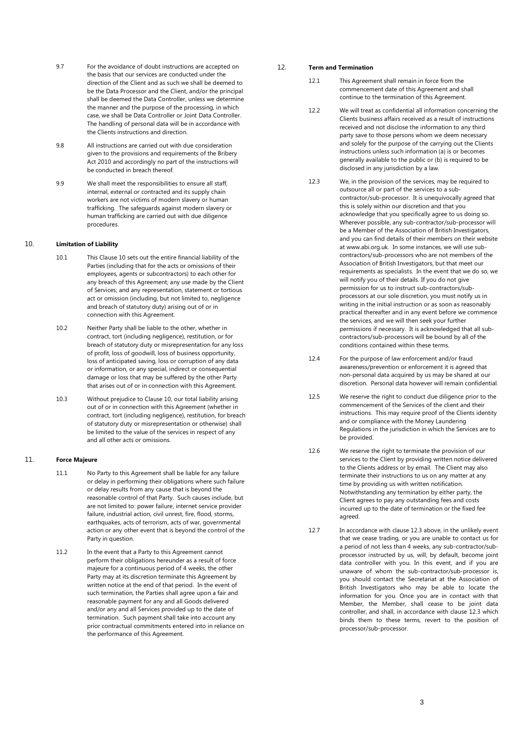9.7 For the avoidance of doubt instructions are accepted on the basis that our services are conducted under the direction of the Client and as such we shall be deemed to be the Data Processor and the Client, and/or the principal shall be deemed the Data Controller, unless we determine the manner and the purpose of the processing, in which case, we shall be Data Controller or Joint Data Controller. The handling of personal data will be in accordance with the Clients instructions and direction.

9.8 All instructions are carried out with due consideration given to the provisions and requirements of the Bribery Act 2010 and accordingly no part of the instructions will be conducted in breach thereof.

9.9 We shall meet the responsibilities to ensure all staff, internal, external or contracted and its supply chain workers are not victims of modern slavery or human trafficking. The safeguards against modern slavery or human trafficking are carried out with due diligence procedures.

## 10. Limitation of Liability

10.1 This Clause 10 sets out the entire financial liability of the Parties (including that for the acts or omissions of their employees, agents or subcontractors) to each other for any breach of this Agreement; any use made by the Client of Services; and any representation, statement or tortious act or omission (including, but not limited to, negligence and breach of statutory duty) arising out of or in connection with this Agreement.

10.2 Neither Party shall be liable to the other, whether in contract, tort (including negligence), restitution, or for breach of statutory duty or misrepresentation for any loss of profit, loss of goodwill, loss of business opportunity, loss of anticipated saving, loss or corruption of any data or information, or any special, indirect or consequential damage or loss that may be suffered by the other Party that arises out of or in connection with this Agreement.

10.3 Without prejudice to Clause 10, our total liability arising out of or in connection with this Agreement (whether in contract, tort (including negligence), restitution, for breach of statutory duty or misrepresentation or otherwise) shall be limited to the value of the services in respect of any and all other acts or omissions.

## 11. Force Majeure

11.1 No Party to this Agreement shall be liable for any failure or delay in performing their obligations where such failure or delay results from any cause that is beyond the reasonable control of that Party. Such causes include, but are not limited to: power failure, internet service provider failure, industrial action, civil unrest, fire, flood, storms, earthquakes, acts of terrorism, acts of war, governmental action or any other event that is beyond the control of the Party in question.

11.2 In the event that a Party to this Agreement cannot perform their obligations hereunder as a result of force majeure for a continuous period of 4 weeks, the other Party may at its discretion terminate this Agreement by written notice at the end of that period. In the event of such termination, the Parties shall agree upon a fair and reasonable payment for any and all Goods delivered and/or any and all Services provided up to the date of termination. Such payment shall take into account any prior contractual commitments entered into in reliance on the performance of this Agreement.

## 12. Term and Termination

12.1 This Agreement shall remain in force from the commencement date of this Agreement and shall continue to the termination of this Agreement.

12.2 We will treat as confidential all information concerning the Clients business affairs received as a result of instructions received and not disclose the information to any third party save to those persons whom we deem necessary and solely for the purpose of the carrying out the Clients instructions unless such information (a) is or becomes generally available to the public or (b) is required to be disclosed in any jurisdiction by a law.

12.3 We, in the provision of the services, may be required to outsource all or part of the services to a sub-contractor/sub-processor. It is unequivocally agreed that this is solely within our discretion and that you acknowledge that you specifically agree to us doing so. Wherever possible, any sub-contractor/sub-processor will be a Member of the Association of British Investigators, and you can find details of their members on their website at www.abi.org.uk. In some instances, we will use sub-contractors/sub-processors who are not members of the Association of British Investigators, but that meet our requirements as specialists. In the event that we do so, we will notify you of their details. If you do not give permission for us to instruct sub-contractors/sub-processors at our sole discretion, you must notify us in writing in the initial instruction or as soon as reasonably practical thereafter and in any event before we commence the services, and we will then seek your further permissions if necessary. It is acknowledged that all sub-contractors/sub-processors will be bound by all of the conditions contained within these terms.

12.4 For the purpose of law enforcement and/or fraud awareness/prevention or enforcement it is agreed that non-personal data acquired by us may be shared at our discretion. Personal data however will remain confidential.

12.5 We reserve the right to conduct due diligence prior to the commencement of the Services of the client and their instructions. This may require proof of the Clients identity and or compliance with the Money Laundering Regulations in the jurisdiction in which the Services are to be provided.

12.6 We reserve the right to terminate the provision of our services to the Client by providing written notice delivered to the Clients address or by email. The Client may also terminate their instructions to us on any matter at any time by providing us with written notification. Notwithstanding any termination by either party, the Client agrees to pay any outstanding fees and costs incurred up to the date of termination or the fixed fee agreed.

12.7 In accordance with clause 12.3 above, in the unlikely event that we cease trading, or you are unable to contact us for a period of not less than 4 weeks, any sub-contractor/sub-processor instructed by us, will, by default, become joint data controller with you. In this event, and if you are unaware of whom the sub-contractor/sub-processor is, you should contact the Secretariat at the Association of British Investigators who may be able to locate the information for you. Once you are in contact with that Member, the Member, shall cease to be joint data controller, and shall, in accordance with clause 12.3 which binds them to these terms, revert to the position of processor/sub-processor.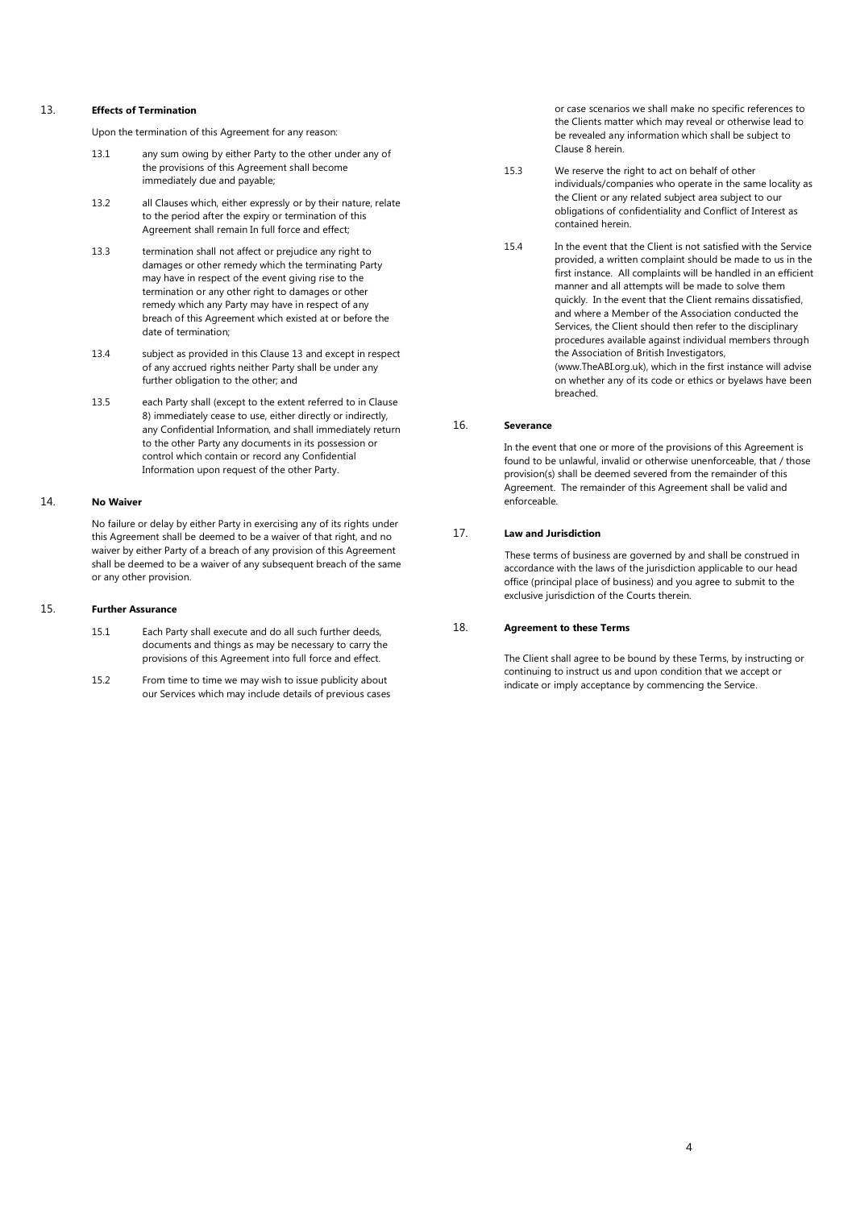## 13. Effects of Termination

Upon the termination of this Agreement for any reason:

13.1 any sum owing by either Party to the other under any of the provisions of this Agreement shall become immediately due and payable;

13.2 all Clauses which, either expressly or by their nature, relate to the period after the expiry or termination of this Agreement shall remain In full force and effect;

13.3 termination shall not affect or prejudice any right to damages or other remedy which the terminating Party may have in respect of the event giving rise to the termination or any other right to damages or other remedy which any Party may have in respect of any breach of this Agreement which existed at or before the date of termination;

13.4 subject as provided in this Clause 13 and except in respect of any accrued rights neither Party shall be under any further obligation to the other; and

13.5 each Party shall (except to the extent referred to in Clause 8) immediately cease to use, either directly or indirectly, any Confidential Information, and shall immediately return to the other Party any documents in its possession or control which contain or record any Confidential Information upon request of the other Party.

## 14. No Waiver

No failure or delay by either Party in exercising any of its rights under this Agreement shall be deemed to be a waiver of that right, and no waiver by either Party of a breach of any provision of this Agreement shall be deemed to be a waiver of any subsequent breach of the same or any other provision.

## 15. Further Assurance

15.1 Each Party shall execute and do all such further deeds, documents and things as may be necessary to carry the provisions of this Agreement into full force and effect.

15.2 From time to time we may wish to issue publicity about our Services which may include details of previous cases or case scenarios we shall make no specific references to the Clients matter which may reveal or otherwise lead to be revealed any information which shall be subject to Clause 8 herein.

15.3 We reserve the right to act on behalf of other individuals/companies who operate in the same locality as the Client or any related subject area subject to our obligations of confidentiality and Conflict of Interest as contained herein.

15.4 In the event that the Client is not satisfied with the Service provided, a written complaint should be made to us in the first instance. All complaints will be handled in an efficient manner and all attempts will be made to solve them quickly. In the event that the Client remains dissatisfied, and where a Member of the Association conducted the Services, the Client should then refer to the disciplinary procedures available against individual members through the Association of British Investigators, (www.TheABI.org.uk), which in the first instance will advise on whether any of its code or ethics or byelaws have been breached.

## 16. Severance

In the event that one or more of the provisions of this Agreement is found to be unlawful, invalid or otherwise unenforceable, that / those provision(s) shall be deemed severed from the remainder of this Agreement. The remainder of this Agreement shall be valid and enforceable.

## 17. Law and Jurisdiction

These terms of business are governed by and shall be construed in accordance with the laws of the jurisdiction applicable to our head office (principal place of business) and you agree to submit to the exclusive jurisdiction of the Courts therein.

## 18. Agreement to these Terms

The Client shall agree to be bound by these Terms, by instructing or continuing to instruct us and upon condition that we accept or indicate or imply acceptance by commencing the Service.